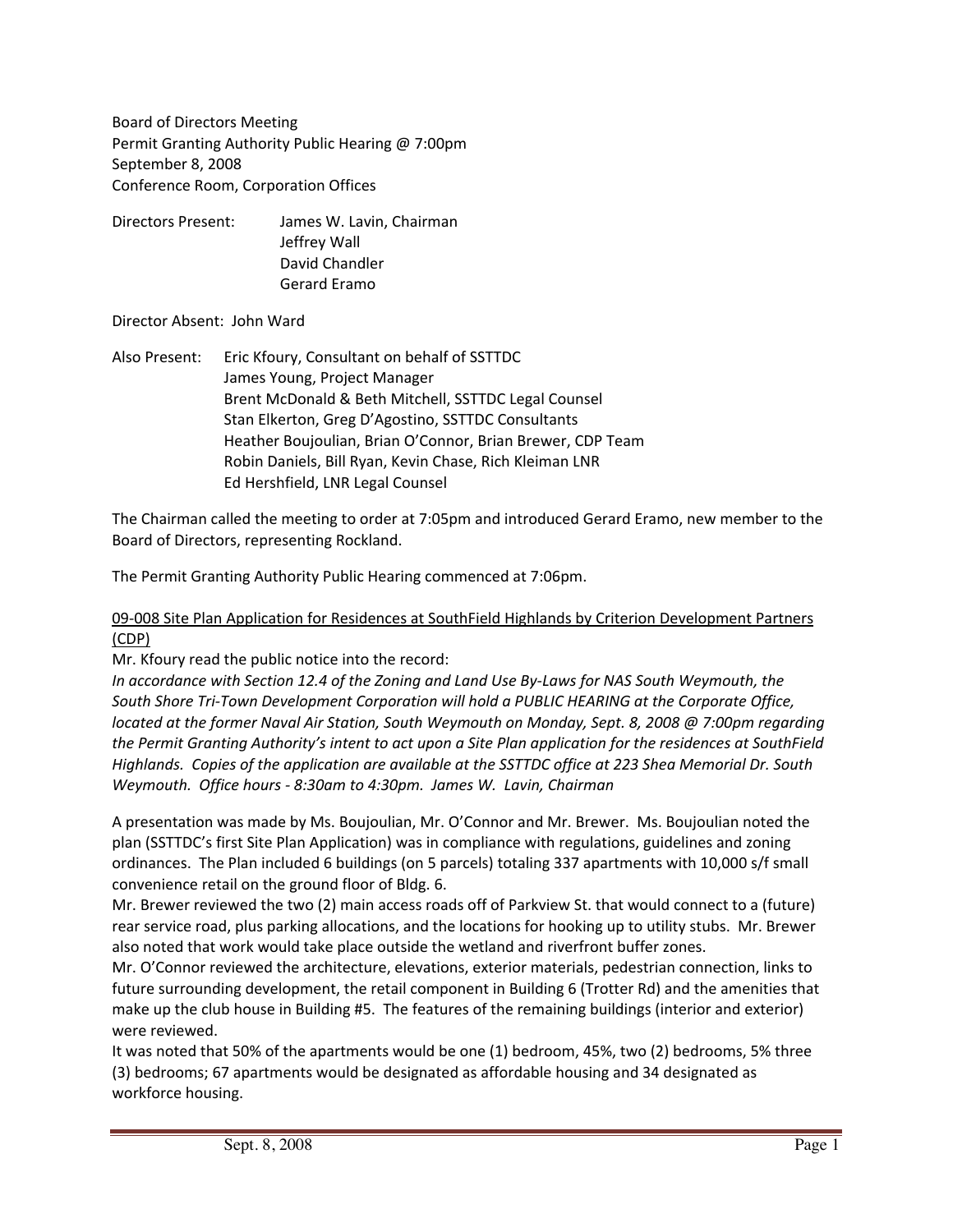Board of Directors Meeting
Permit Granting Authority Public Hearing @ 7:00pm
September 8, 2008
Conference Room, Corporation Offices

Directors Present: James W. Lavin, Chairman
Jeffrey Wall
David Chandler
Gerard Eramo

Director Absent: John Ward

Also Present: Eric Kfoury, Consultant on behalf of SSTTDC
James Young, Project Manager
Brent McDonald & Beth Mitchell, SSTTDC Legal Counsel
Stan Elkerton, Greg D'Agostino, SSTTDC Consultants
Heather Boujoulian, Brian O'Connor, Brian Brewer, CDP Team
Robin Daniels, Bill Ryan, Kevin Chase, Rich Kleiman LNR
Ed Hershfield, LNR Legal Counsel

The Chairman called the meeting to order at 7:05pm and introduced Gerard Eramo, new member to the Board of Directors, representing Rockland.

The Permit Granting Authority Public Hearing commenced at 7:06pm.

<u>09-008 Site Plan Application for Residences at SouthField Highlands by Criterion Development Partners (CDP)</u>

Mr. Kfoury read the public notice into the record:

*In accordance with Section 12.4 of the Zoning and Land Use By-Laws for NAS South Weymouth, the South Shore Tri-Town Development Corporation will hold a PUBLIC HEARING at the Corporate Office, located at the former Naval Air Station, South Weymouth on Monday, Sept. 8, 2008 @ 7:00pm regarding the Permit Granting Authority's intent to act upon a Site Plan application for the residences at SouthField Highlands. Copies of the application are available at the SSTTDC office at 223 Shea Memorial Dr. South Weymouth. Office hours - 8:30am to 4:30pm. James W. Lavin, Chairman*

A presentation was made by Ms. Boujoulian, Mr. O'Connor and Mr. Brewer. Ms. Boujoulian noted the plan (SSTTDC's first Site Plan Application) was in compliance with regulations, guidelines and zoning ordinances. The Plan included 6 buildings (on 5 parcels) totaling 337 apartments with 10,000 s/f small convenience retail on the ground floor of Bldg. 6.

Mr. Brewer reviewed the two (2) main access roads off of Parkview St. that would connect to a (future) rear service road, plus parking allocations, and the locations for hooking up to utility stubs. Mr. Brewer also noted that work would take place outside the wetland and riverfront buffer zones.

Mr. O'Connor reviewed the architecture, elevations, exterior materials, pedestrian connection, links to future surrounding development, the retail component in Building 6 (Trotter Rd) and the amenities that make up the club house in Building #5. The features of the remaining buildings (interior and exterior) were reviewed.

It was noted that 50% of the apartments would be one (1) bedroom, 45%, two (2) bedrooms, 5% three (3) bedrooms; 67 apartments would be designated as affordable housing and 34 designated as workforce housing.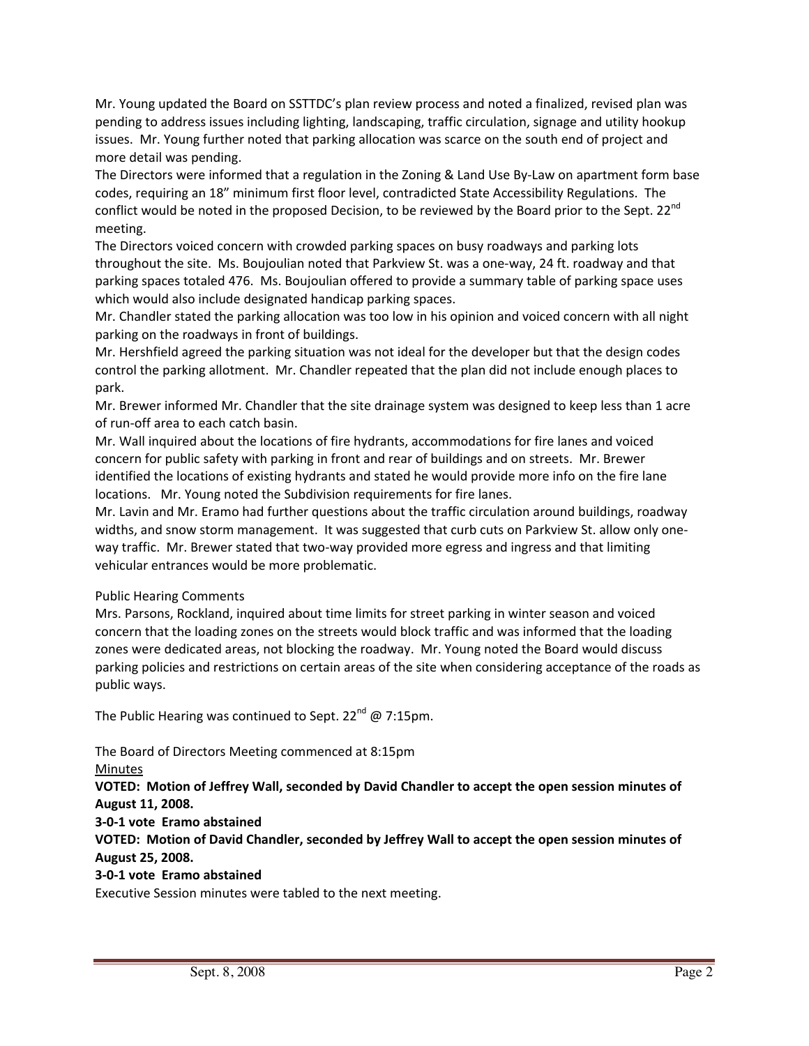Mr. Young updated the Board on SSTTDC's plan review process and noted a finalized, revised plan was pending to address issues including lighting, landscaping, traffic circulation, signage and utility hookup issues. Mr. Young further noted that parking allocation was scarce on the south end of project and more detail was pending.

The Directors were informed that a regulation in the Zoning & Land Use By-Law on apartment form base codes, requiring an 18" minimum first floor level, contradicted State Accessibility Regulations. The conflict would be noted in the proposed Decision, to be reviewed by the Board prior to the Sept. 22nd meeting.

The Directors voiced concern with crowded parking spaces on busy roadways and parking lots throughout the site. Ms. Boujoulian noted that Parkview St. was a one-way, 24 ft. roadway and that parking spaces totaled 476. Ms. Boujoulian offered to provide a summary table of parking space uses which would also include designated handicap parking spaces.

Mr. Chandler stated the parking allocation was too low in his opinion and voiced concern with all night parking on the roadways in front of buildings.

Mr. Hershfield agreed the parking situation was not ideal for the developer but that the design codes control the parking allotment. Mr. Chandler repeated that the plan did not include enough places to park.

Mr. Brewer informed Mr. Chandler that the site drainage system was designed to keep less than 1 acre of run-off area to each catch basin.

Mr. Wall inquired about the locations of fire hydrants, accommodations for fire lanes and voiced concern for public safety with parking in front and rear of buildings and on streets. Mr. Brewer identified the locations of existing hydrants and stated he would provide more info on the fire lane locations. Mr. Young noted the Subdivision requirements for fire lanes.

Mr. Lavin and Mr. Eramo had further questions about the traffic circulation around buildings, roadway widths, and snow storm management. It was suggested that curb cuts on Parkview St. allow only one-way traffic. Mr. Brewer stated that two-way provided more egress and ingress and that limiting vehicular entrances would be more problematic.

Public Hearing Comments

Mrs. Parsons, Rockland, inquired about time limits for street parking in winter season and voiced concern that the loading zones on the streets would block traffic and was informed that the loading zones were dedicated areas, not blocking the roadway. Mr. Young noted the Board would discuss parking policies and restrictions on certain areas of the site when considering acceptance of the roads as public ways.

The Public Hearing was continued to Sept. 22nd @ 7:15pm.

The Board of Directors Meeting commenced at 8:15pm

Minutes

**VOTED: Motion of Jeffrey Wall, seconded by David Chandler to accept the open session minutes of August 11, 2008.**

**3-0-1 vote Eramo abstained**

**VOTED: Motion of David Chandler, seconded by Jeffrey Wall to accept the open session minutes of August 25, 2008.**

**3-0-1 vote Eramo abstained**

Executive Session minutes were tabled to the next meeting.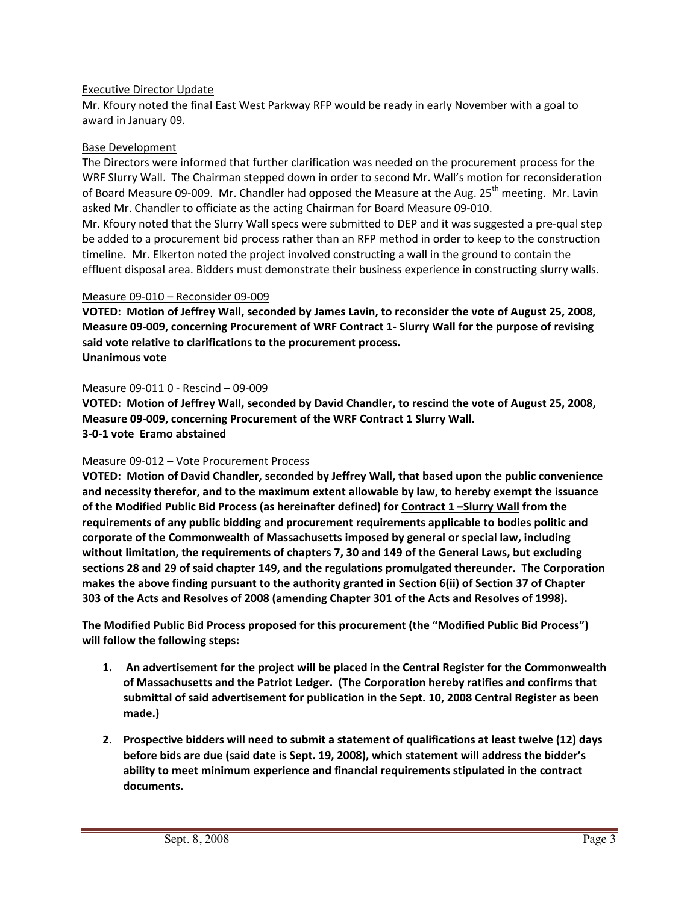Executive Director Update

Mr. Kfoury noted the final East West Parkway RFP would be ready in early November with a goal to award in January 09.

Base Development

The Directors were informed that further clarification was needed on the procurement process for the WRF Slurry Wall. The Chairman stepped down in order to second Mr. Wall's motion for reconsideration of Board Measure 09-009. Mr. Chandler had opposed the Measure at the Aug. 25th meeting. Mr. Lavin asked Mr. Chandler to officiate as the acting Chairman for Board Measure 09-010.

Mr. Kfoury noted that the Slurry Wall specs were submitted to DEP and it was suggested a pre-qual step be added to a procurement bid process rather than an RFP method in order to keep to the construction timeline. Mr. Elkerton noted the project involved constructing a wall in the ground to contain the effluent disposal area. Bidders must demonstrate their business experience in constructing slurry walls.

Measure 09-010 – Reconsider 09-009

**VOTED: Motion of Jeffrey Wall, seconded by James Lavin, to reconsider the vote of August 25, 2008, Measure 09-009, concerning Procurement of WRF Contract 1- Slurry Wall for the purpose of revising said vote relative to clarifications to the procurement process.**
**Unanimous vote**

Measure 09-011 0 - Rescind – 09-009

**VOTED: Motion of Jeffrey Wall, seconded by David Chandler, to rescind the vote of August 25, 2008, Measure 09-009, concerning Procurement of the WRF Contract 1 Slurry Wall.**
**3-0-1 vote Eramo abstained**

Measure 09-012 – Vote Procurement Process

**VOTED: Motion of David Chandler, seconded by Jeffrey Wall, that based upon the public convenience and necessity therefor, and to the maximum extent allowable by law, to hereby exempt the issuance of the Modified Public Bid Process (as hereinafter defined) for Contract 1 –Slurry Wall from the requirements of any public bidding and procurement requirements applicable to bodies politic and corporate of the Commonwealth of Massachusetts imposed by general or special law, including without limitation, the requirements of chapters 7, 30 and 149 of the General Laws, but excluding sections 28 and 29 of said chapter 149, and the regulations promulgated thereunder. The Corporation makes the above finding pursuant to the authority granted in Section 6(ii) of Section 37 of Chapter 303 of the Acts and Resolves of 2008 (amending Chapter 301 of the Acts and Resolves of 1998).**

**The Modified Public Bid Process proposed for this procurement (the "Modified Public Bid Process") will follow the following steps:**

1. **An advertisement for the project will be placed in the Central Register for the Commonwealth of Massachusetts and the Patriot Ledger. (The Corporation hereby ratifies and confirms that submittal of said advertisement for publication in the Sept. 10, 2008 Central Register as been made.)**
2. **Prospective bidders will need to submit a statement of qualifications at least twelve (12) days before bids are due (said date is Sept. 19, 2008), which statement will address the bidder's ability to meet minimum experience and financial requirements stipulated in the contract documents.**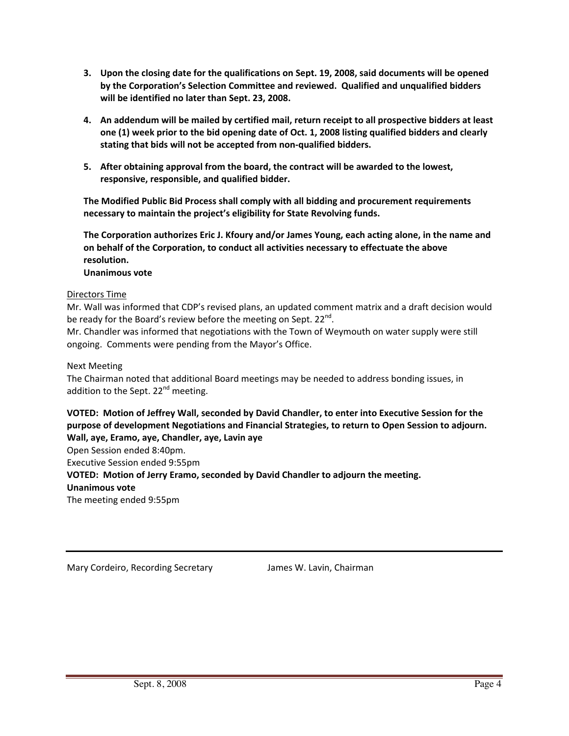3. **Upon the closing date for the qualifications on Sept. 19, 2008, said documents will be opened by the Corporation's Selection Committee and reviewed. Qualified and unqualified bidders will be identified no later than Sept. 23, 2008.**

4. **An addendum will be mailed by certified mail, return receipt to all prospective bidders at least one (1) week prior to the bid opening date of Oct. 1, 2008 listing qualified bidders and clearly stating that bids will not be accepted from non-qualified bidders.**

5. **After obtaining approval from the board, the contract will be awarded to the lowest, responsive, responsible, and qualified bidder.**

**The Modified Public Bid Process shall comply with all bidding and procurement requirements necessary to maintain the project's eligibility for State Revolving funds.**

**The Corporation authorizes Eric J. Kfoury and/or James Young, each acting alone, in the name and on behalf of the Corporation, to conduct all activities necessary to effectuate the above resolution.**
**Unanimous vote**

Directors Time

Mr. Wall was informed that CDP's revised plans, an updated comment matrix and a draft decision would be ready for the Board's review before the meeting on Sept. 22nd.

Mr. Chandler was informed that negotiations with the Town of Weymouth on water supply were still ongoing. Comments were pending from the Mayor's Office.

Next Meeting

The Chairman noted that additional Board meetings may be needed to address bonding issues, in addition to the Sept. 22nd meeting.

**VOTED: Motion of Jeffrey Wall, seconded by David Chandler, to enter into Executive Session for the purpose of development Negotiations and Financial Strategies, to return to Open Session to adjourn.**
**Wall, aye, Eramo, aye, Chandler, aye, Lavin aye**

Open Session ended 8:40pm.

Executive Session ended 9:55pm

**VOTED: Motion of Jerry Eramo, seconded by David Chandler to adjourn the meeting.**
**Unanimous vote**

The meeting ended 9:55pm

---

Mary Cordeiro, Recording Secretary James W. Lavin, Chairman